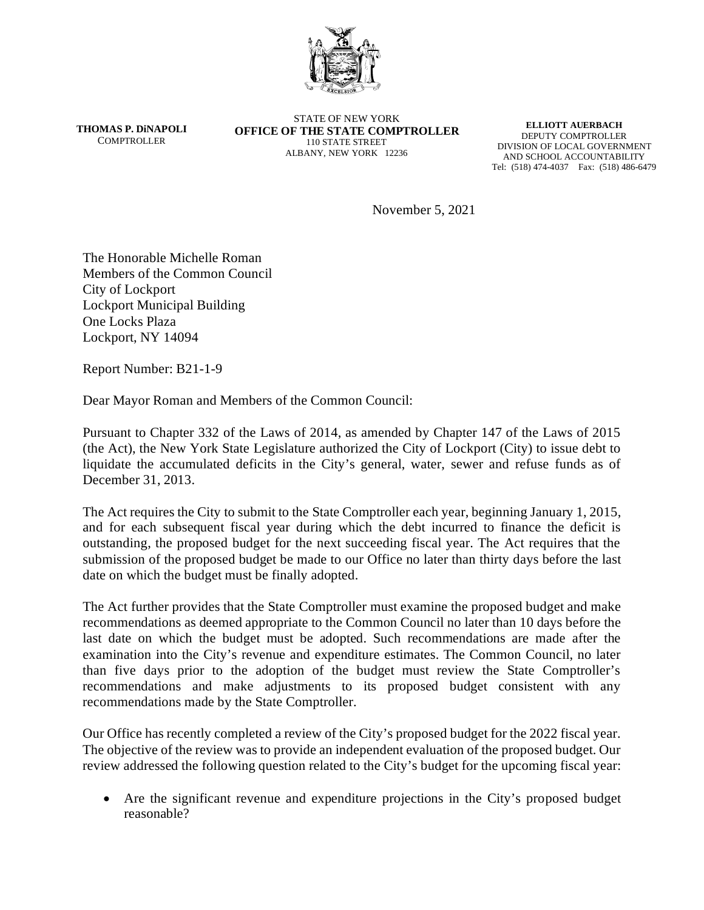**THOMAS P. DiNAPOLI**
COMPTROLLER

STATE OF NEW YORK
**OFFICE OF THE STATE COMPTROLLER**
110 STATE STREET
ALBANY, NEW YORK 12236

**ELLIOTT AUERBACH**
DEPUTY COMPTROLLER
DIVISION OF LOCAL GOVERNMENT
AND SCHOOL ACCOUNTABILITY
Tel: (518) 474-4037 Fax: (518) 486-6479

November 5, 2021

The Honorable Michelle Roman
Members of the Common Council
City of Lockport
Lockport Municipal Building
One Locks Plaza
Lockport, NY 14094

Report Number: B21-1-9

Dear Mayor Roman and Members of the Common Council:

Pursuant to Chapter 332 of the Laws of 2014, as amended by Chapter 147 of the Laws of 2015 (the Act), the New York State Legislature authorized the City of Lockport (City) to issue debt to liquidate the accumulated deficits in the City's general, water, sewer and refuse funds as of December 31, 2013.

The Act requires the City to submit to the State Comptroller each year, beginning January 1, 2015, and for each subsequent fiscal year during which the debt incurred to finance the deficit is outstanding, the proposed budget for the next succeeding fiscal year. The Act requires that the submission of the proposed budget be made to our Office no later than thirty days before the last date on which the budget must be finally adopted.

The Act further provides that the State Comptroller must examine the proposed budget and make recommendations as deemed appropriate to the Common Council no later than 10 days before the last date on which the budget must be adopted. Such recommendations are made after the examination into the City's revenue and expenditure estimates. The Common Council, no later than five days prior to the adoption of the budget must review the State Comptroller's recommendations and make adjustments to its proposed budget consistent with any recommendations made by the State Comptroller.

Our Office has recently completed a review of the City's proposed budget for the 2022 fiscal year. The objective of the review was to provide an independent evaluation of the proposed budget. Our review addressed the following question related to the City's budget for the upcoming fiscal year:

- Are the significant revenue and expenditure projections in the City's proposed budget reasonable?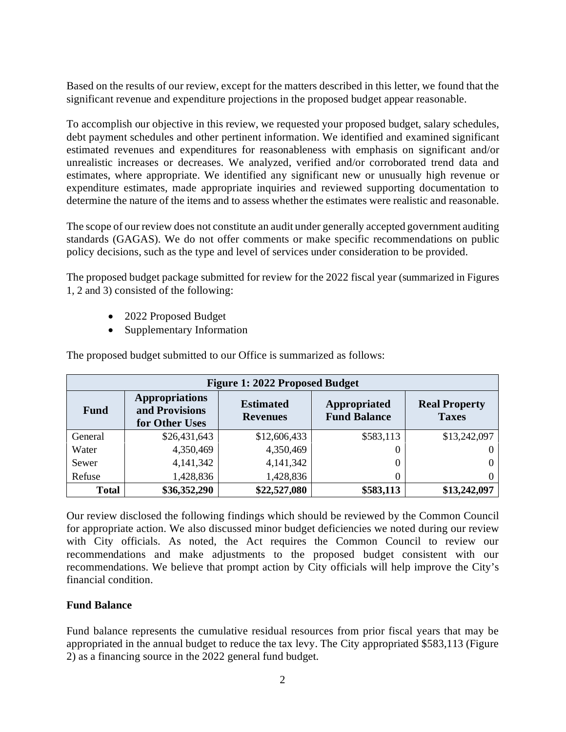Based on the results of our review, except for the matters described in this letter, we found that the significant revenue and expenditure projections in the proposed budget appear reasonable.

To accomplish our objective in this review, we requested your proposed budget, salary schedules, debt payment schedules and other pertinent information. We identified and examined significant estimated revenues and expenditures for reasonableness with emphasis on significant and/or unrealistic increases or decreases. We analyzed, verified and/or corroborated trend data and estimates, where appropriate. We identified any significant new or unusually high revenue or expenditure estimates, made appropriate inquiries and reviewed supporting documentation to determine the nature of the items and to assess whether the estimates were realistic and reasonable.

The scope of our review does not constitute an audit under generally accepted government auditing standards (GAGAS). We do not offer comments or make specific recommendations on public policy decisions, such as the type and level of services under consideration to be provided.

The proposed budget package submitted for review for the 2022 fiscal year (summarized in Figures 1, 2 and 3) consisted of the following:

- 2022 Proposed Budget
- Supplementary Information

The proposed budget submitted to our Office is summarized as follows:

**Figure 1: 2022 Proposed Budget**

| Fund | Appropriations and Provisions for Other Uses | Estimated Revenues | Appropriated Fund Balance | Real Property Taxes |
|---|---|---|---|---|
| General | $26,431,643 | $12,606,433 | $583,113 | $13,242,097 |
| Water | 4,350,469 | 4,350,469 | 0 | 0 |
| Sewer | 4,141,342 | 4,141,342 | 0 | 0 |
| Refuse | 1,428,836 | 1,428,836 | 0 | 0 |
| **Total** | **$36,352,290** | **$22,527,080** | **$583,113** | **$13,242,097** |

Our review disclosed the following findings which should be reviewed by the Common Council for appropriate action. We also discussed minor budget deficiencies we noted during our review with City officials. As noted, the Act requires the Common Council to review our recommendations and make adjustments to the proposed budget consistent with our recommendations. We believe that prompt action by City officials will help improve the City's financial condition.

**Fund Balance**

Fund balance represents the cumulative residual resources from prior fiscal years that may be appropriated in the annual budget to reduce the tax levy. The City appropriated $583,113 (Figure 2) as a financing source in the 2022 general fund budget.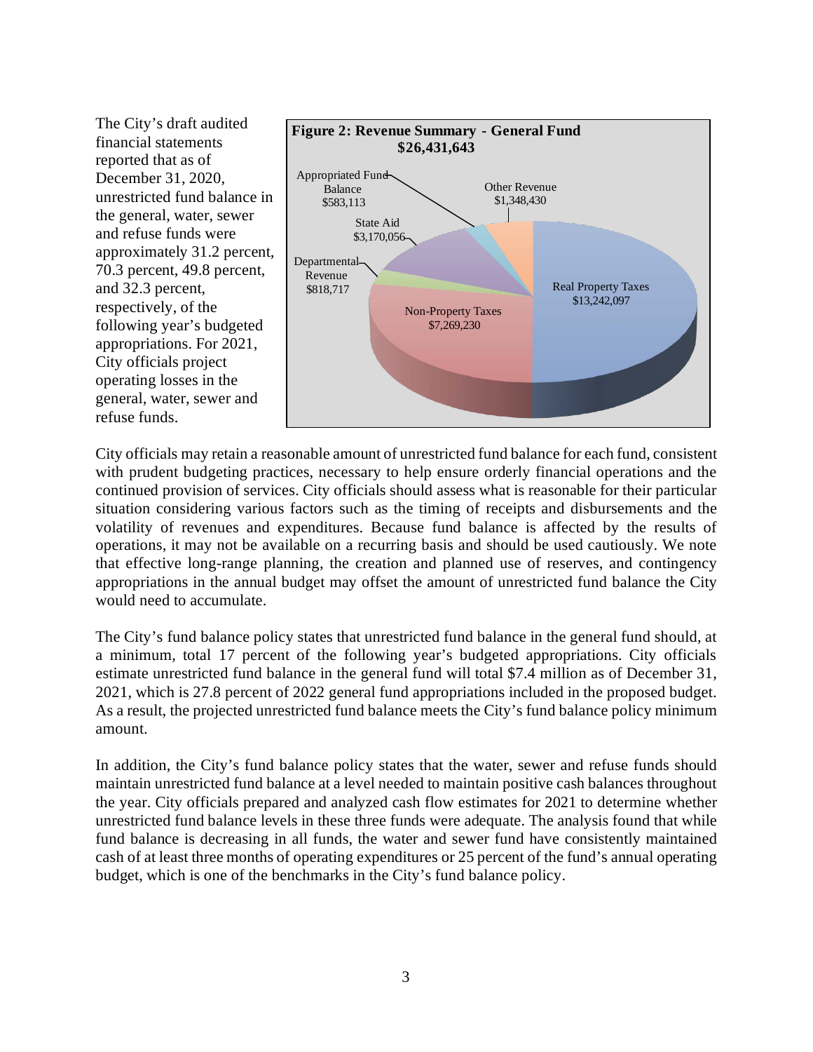The City's draft audited financial statements reported that as of December 31, 2020, unrestricted fund balance in the general, water, sewer and refuse funds were approximately 31.2 percent, 70.3 percent, 49.8 percent, and 32.3 percent, respectively, of the following year's budgeted appropriations. For 2021, City officials project operating losses in the general, water, sewer and refuse funds.

**Figure 2: Revenue Summary - General Fund**
**$26,431,643**

| Revenue Source | Amount |
| --- | --- |
| Real Property Taxes | $13,242,097 |
| Non-Property Taxes | $7,269,230 |
| Departmental Revenue | $818,717 |
| State Aid | $3,170,056 |
| Appropriated Fund Balance | $583,113 |
| Other Revenue | $1,348,430 |

City officials may retain a reasonable amount of unrestricted fund balance for each fund, consistent with prudent budgeting practices, necessary to help ensure orderly financial operations and the continued provision of services. City officials should assess what is reasonable for their particular situation considering various factors such as the timing of receipts and disbursements and the volatility of revenues and expenditures. Because fund balance is affected by the results of operations, it may not be available on a recurring basis and should be used cautiously. We note that effective long-range planning, the creation and planned use of reserves, and contingency appropriations in the annual budget may offset the amount of unrestricted fund balance the City would need to accumulate.

The City's fund balance policy states that unrestricted fund balance in the general fund should, at a minimum, total 17 percent of the following year's budgeted appropriations. City officials estimate unrestricted fund balance in the general fund will total $7.4 million as of December 31, 2021, which is 27.8 percent of 2022 general fund appropriations included in the proposed budget. As a result, the projected unrestricted fund balance meets the City's fund balance policy minimum amount.

In addition, the City's fund balance policy states that the water, sewer and refuse funds should maintain unrestricted fund balance at a level needed to maintain positive cash balances throughout the year. City officials prepared and analyzed cash flow estimates for 2021 to determine whether unrestricted fund balance levels in these three funds were adequate. The analysis found that while fund balance is decreasing in all funds, the water and sewer fund have consistently maintained cash of at least three months of operating expenditures or 25 percent of the fund's annual operating budget, which is one of the benchmarks in the City's fund balance policy.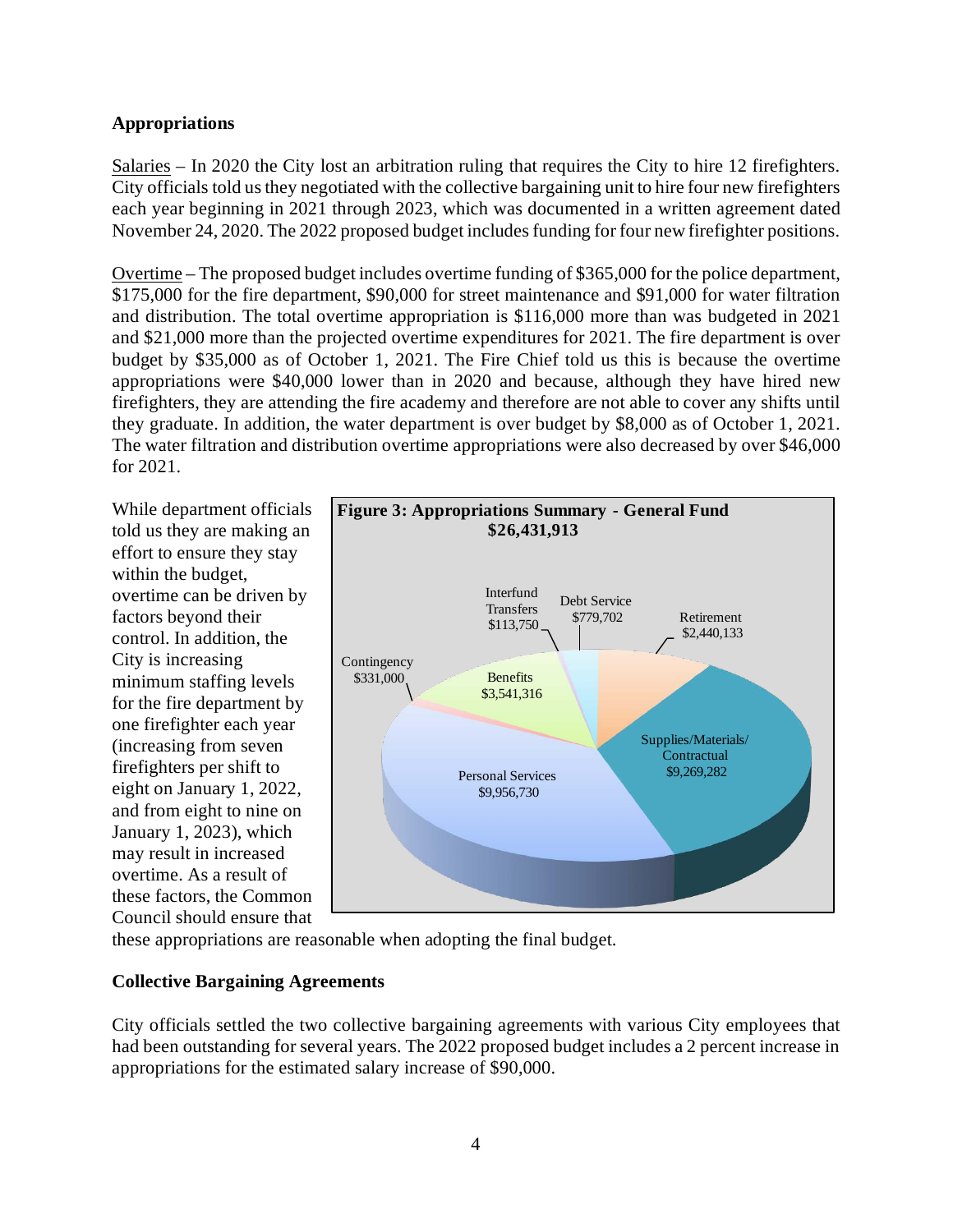**Appropriations**

Salaries – In 2020 the City lost an arbitration ruling that requires the City to hire 12 firefighters. City officials told us they negotiated with the collective bargaining unit to hire four new firefighters each year beginning in 2021 through 2023, which was documented in a written agreement dated November 24, 2020. The 2022 proposed budget includes funding for four new firefighter positions.

Overtime – The proposed budget includes overtime funding of $365,000 for the police department, $175,000 for the fire department, $90,000 for street maintenance and $91,000 for water filtration and distribution. The total overtime appropriation is $116,000 more than was budgeted in 2021 and $21,000 more than the projected overtime expenditures for 2021. The fire department is over budget by $35,000 as of October 1, 2021. The Fire Chief told us this is because the overtime appropriations were $40,000 lower than in 2020 and because, although they have hired new firefighters, they are attending the fire academy and therefore are not able to cover any shifts until they graduate. In addition, the water department is over budget by $8,000 as of October 1, 2021. The water filtration and distribution overtime appropriations were also decreased by over $46,000 for 2021.

While department officials told us they are making an effort to ensure they stay within the budget, overtime can be driven by factors beyond their control. In addition, the City is increasing minimum staffing levels for the fire department by one firefighter each year (increasing from seven firefighters per shift to eight on January 1, 2022, and from eight to nine on January 1, 2023), which may result in increased overtime. As a result of these factors, the Common Council should ensure that these appropriations are reasonable when adopting the final budget.

**Figure 3: Appropriations Summary - General Fund $26,431,913**

| Category | Amount |
|---|---|
| Personal Services | $9,956,730 |
| Supplies/Materials/Contractual | $9,269,282 |
| Benefits | $3,541,316 |
| Retirement | $2,440,133 |
| Debt Service | $779,702 |
| Contingency | $331,000 |
| Interfund Transfers | $113,750 |

**Collective Bargaining Agreements**

City officials settled the two collective bargaining agreements with various City employees that had been outstanding for several years. The 2022 proposed budget includes a 2 percent increase in appropriations for the estimated salary increase of $90,000.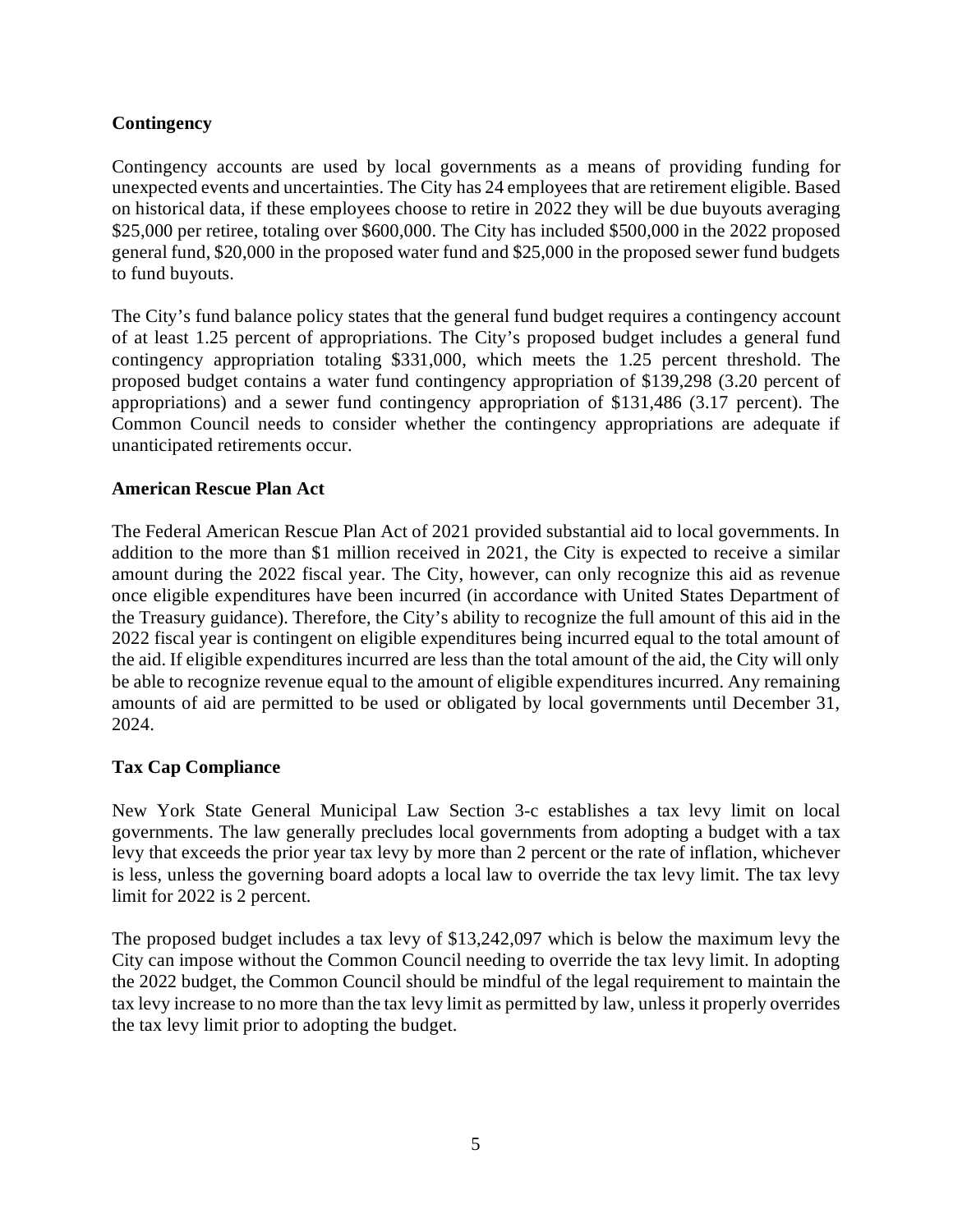**Contingency**

Contingency accounts are used by local governments as a means of providing funding for unexpected events and uncertainties. The City has 24 employees that are retirement eligible. Based on historical data, if these employees choose to retire in 2022 they will be due buyouts averaging $25,000 per retiree, totaling over $600,000. The City has included $500,000 in the 2022 proposed general fund, $20,000 in the proposed water fund and $25,000 in the proposed sewer fund budgets to fund buyouts.

The City's fund balance policy states that the general fund budget requires a contingency account of at least 1.25 percent of appropriations. The City's proposed budget includes a general fund contingency appropriation totaling $331,000, which meets the 1.25 percent threshold. The proposed budget contains a water fund contingency appropriation of $139,298 (3.20 percent of appropriations) and a sewer fund contingency appropriation of $131,486 (3.17 percent). The Common Council needs to consider whether the contingency appropriations are adequate if unanticipated retirements occur.

**American Rescue Plan Act**

The Federal American Rescue Plan Act of 2021 provided substantial aid to local governments. In addition to the more than $1 million received in 2021, the City is expected to receive a similar amount during the 2022 fiscal year. The City, however, can only recognize this aid as revenue once eligible expenditures have been incurred (in accordance with United States Department of the Treasury guidance). Therefore, the City's ability to recognize the full amount of this aid in the 2022 fiscal year is contingent on eligible expenditures being incurred equal to the total amount of the aid. If eligible expenditures incurred are less than the total amount of the aid, the City will only be able to recognize revenue equal to the amount of eligible expenditures incurred. Any remaining amounts of aid are permitted to be used or obligated by local governments until December 31, 2024.

**Tax Cap Compliance**

New York State General Municipal Law Section 3-c establishes a tax levy limit on local governments. The law generally precludes local governments from adopting a budget with a tax levy that exceeds the prior year tax levy by more than 2 percent or the rate of inflation, whichever is less, unless the governing board adopts a local law to override the tax levy limit. The tax levy limit for 2022 is 2 percent.

The proposed budget includes a tax levy of $13,242,097 which is below the maximum levy the City can impose without the Common Council needing to override the tax levy limit. In adopting the 2022 budget, the Common Council should be mindful of the legal requirement to maintain the tax levy increase to no more than the tax levy limit as permitted by law, unless it properly overrides the tax levy limit prior to adopting the budget.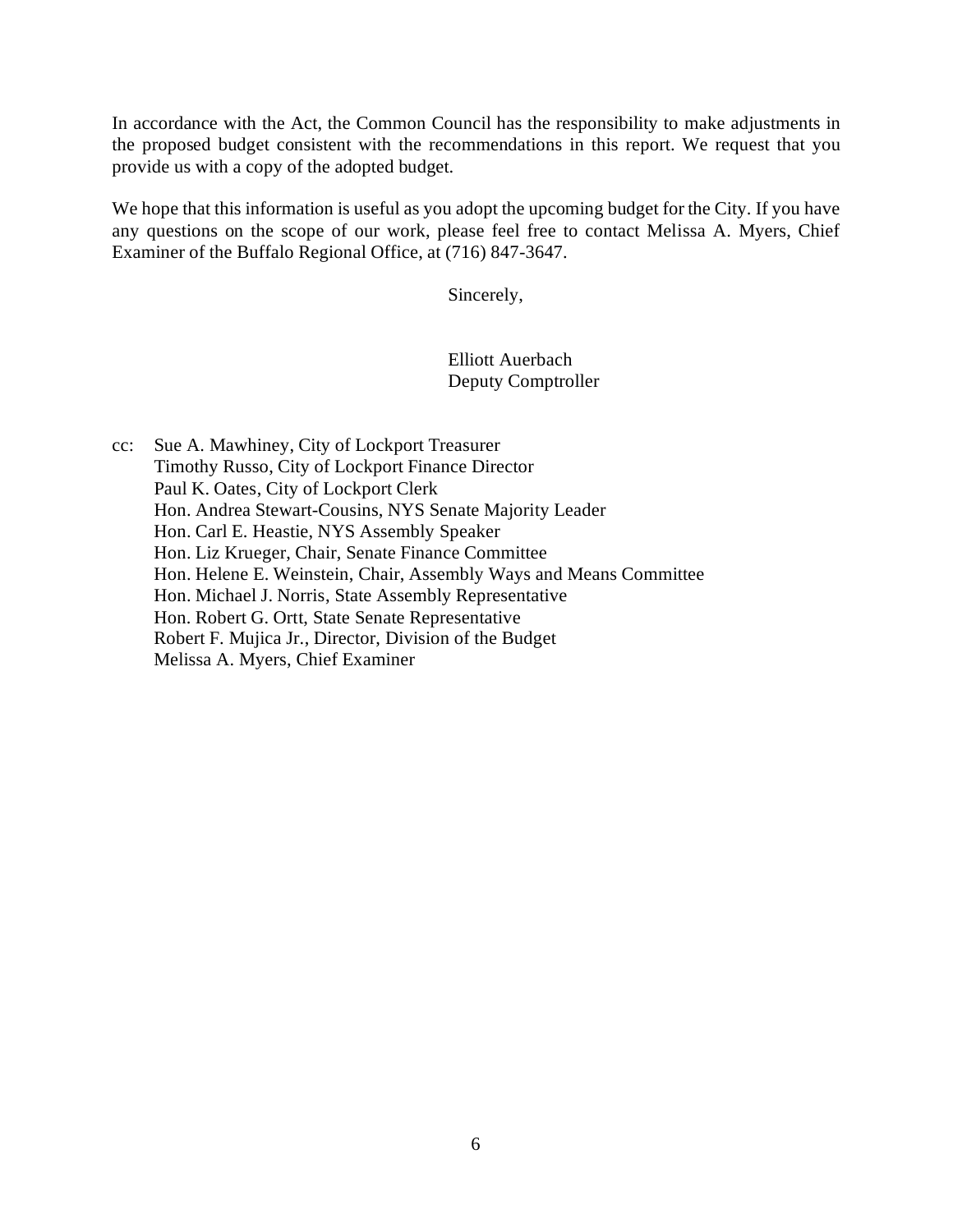In accordance with the Act, the Common Council has the responsibility to make adjustments in the proposed budget consistent with the recommendations in this report. We request that you provide us with a copy of the adopted budget.

We hope that this information is useful as you adopt the upcoming budget for the City. If you have any questions on the scope of our work, please feel free to contact Melissa A. Myers, Chief Examiner of the Buffalo Regional Office, at (716) 847-3647.

Sincerely,

Elliott Auerbach
Deputy Comptroller

cc: Sue A. Mawhiney, City of Lockport Treasurer
Timothy Russo, City of Lockport Finance Director
Paul K. Oates, City of Lockport Clerk
Hon. Andrea Stewart-Cousins, NYS Senate Majority Leader
Hon. Carl E. Heastie, NYS Assembly Speaker
Hon. Liz Krueger, Chair, Senate Finance Committee
Hon. Helene E. Weinstein, Chair, Assembly Ways and Means Committee
Hon. Michael J. Norris, State Assembly Representative
Hon. Robert G. Ortt, State Senate Representative
Robert F. Mujica Jr., Director, Division of the Budget
Melissa A. Myers, Chief Examiner